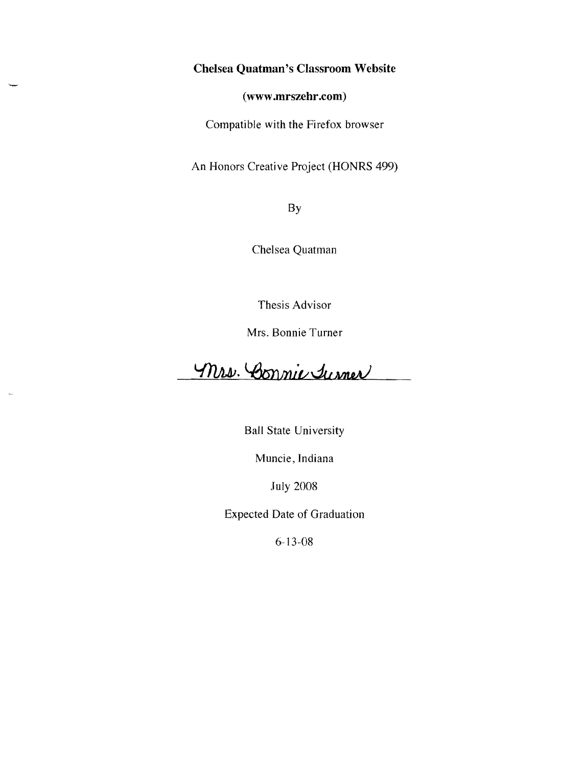**Chelsea Quatman's Classroom Website**

**(www.mrszehr.com)**

Compatible with the Firefox browser

An Honors Creative Project (HONRS 499)

By

Chelsea Quatman

Thesis Advisor

Mrs. Bonnie Turner

Mrs. Bonnie Turner

Ball State University

Muncie, Indiana

July 2008

Expected Date of Graduation

6-13-08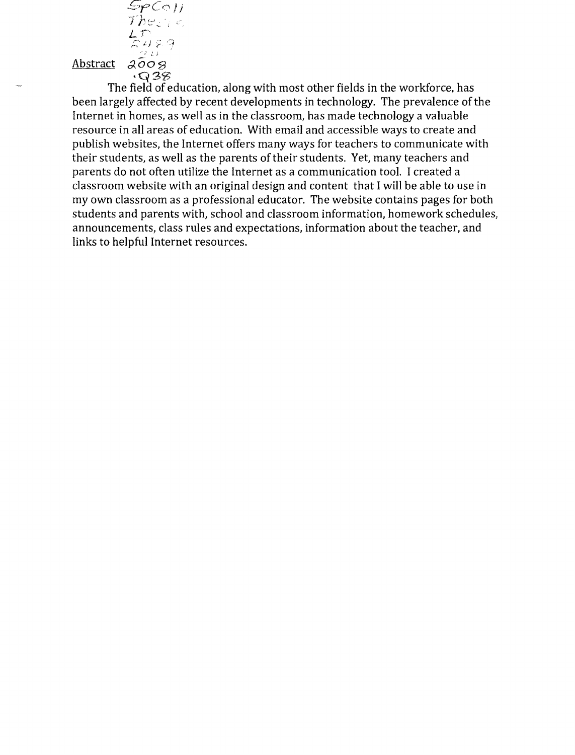## Abstract

The field of education, along with most other fields in the workforce, has been largely affected by recent developments in technology. The prevalence of the Internet in homes, as well as in the classroom, has made technology a valuable resource in all areas of education. With email and accessible ways to create and publish websites, the Internet offers many ways for teachers to communicate with their students, as well as the parents of their students. Yet, many teachers and parents do not often utilize the Internet as a communication tool. I created a classroom website with an original design and content that I will be able to use in my own classroom as a professional educator. The website contains pages for both students and parents with, school and classroom information, homework schedules, announcements, class rules and expectations, information about the teacher, and links to helpful Internet resources.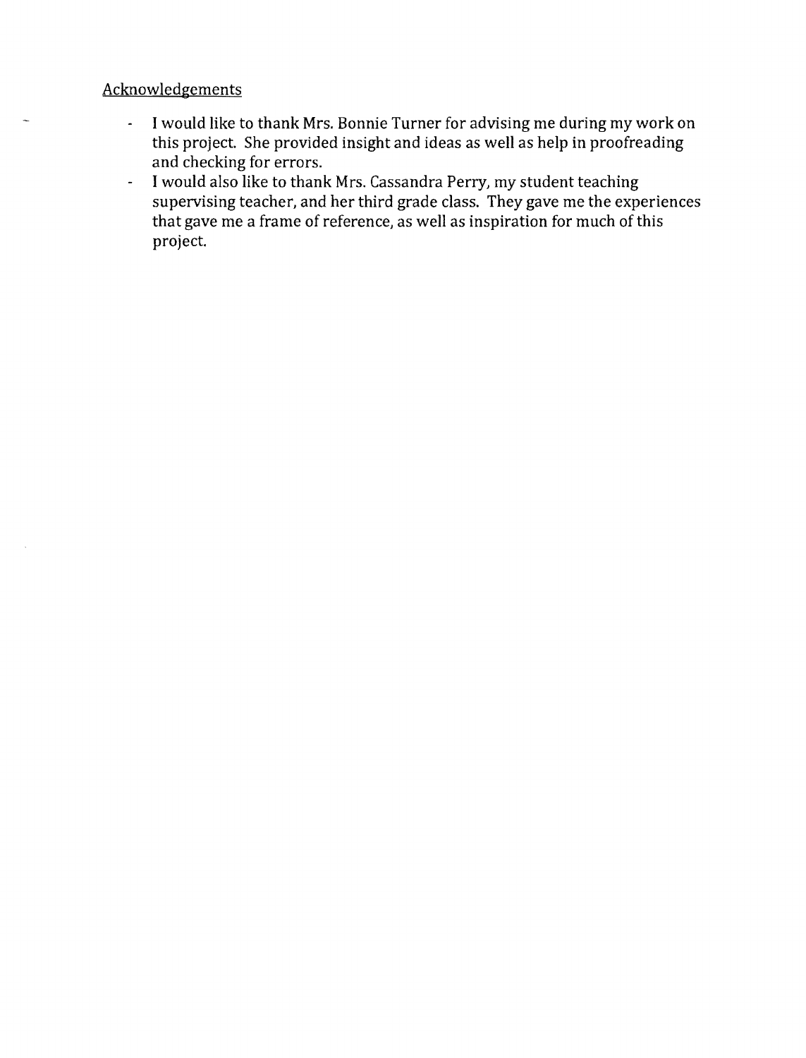## Acknowledgements

- I would like to thank Mrs. Bonnie Turner for advising me during my work on this project. She provided insight and ideas as well as help in proofreading and checking for errors.
- I would also like to thank Mrs. Cassandra Perry, my student teaching supervising teacher, and her third grade class. They gave me the experiences that gave me a frame of reference, as well as inspiration for much of this project.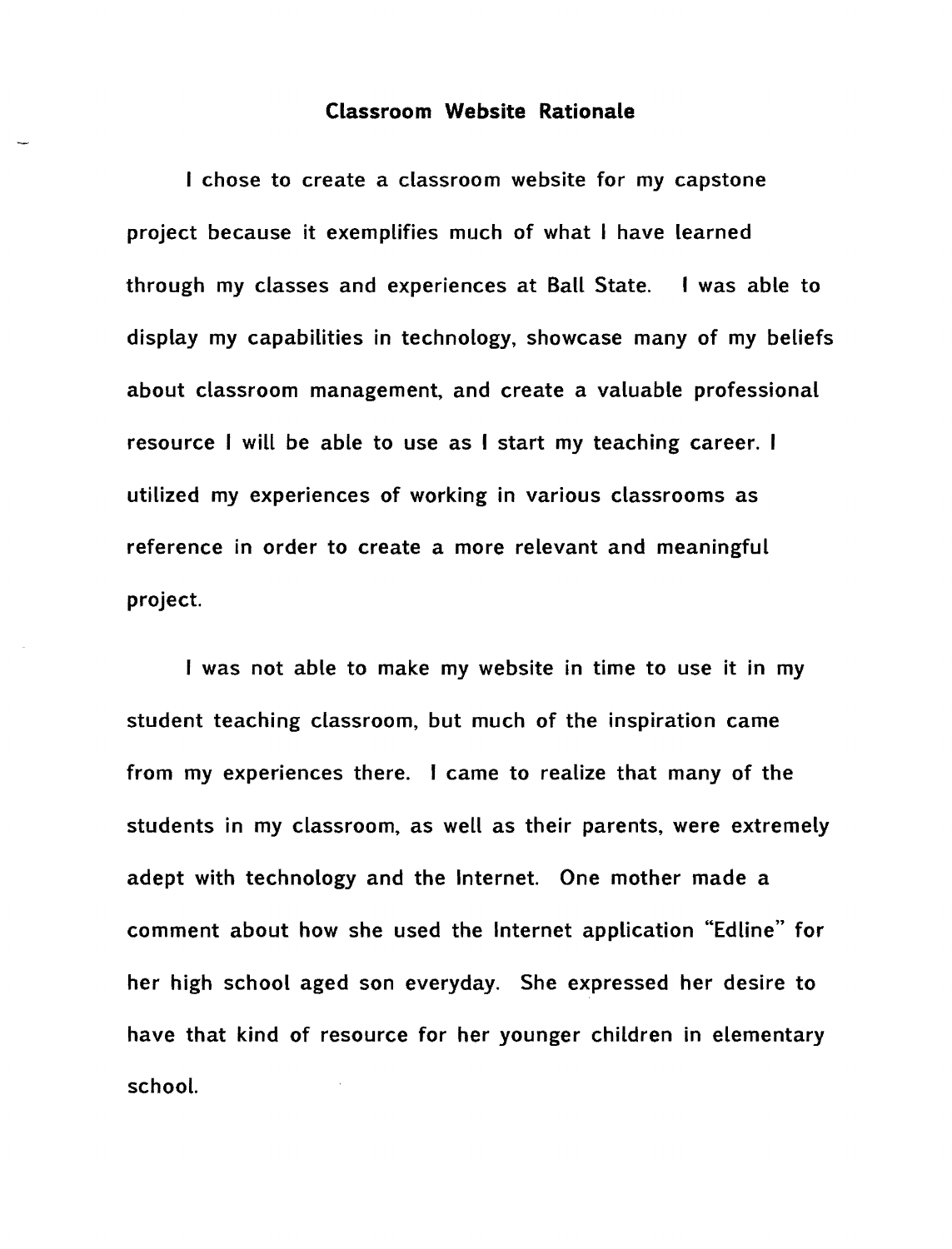## Classroom Website Rationale

I chose to create a classroom website for my capstone project because it exemplifies much of what I have learned through my classes and experiences at Ball State. I was able to display my capabilities in technology, showcase many of my beliefs about classroom management, and create a valuable professional resource I will be able to use as I start my teaching career. I utilized my experiences of working in various classrooms as reference in order to create a more relevant and meaningful project.

I was not able to make my website in time to use it in my student teaching classroom, but much of the inspiration came from my experiences there. I came to realize that many of the students in my classroom, as well as their parents, were extremely adept with technology and the Internet. One mother made a comment about how she used the Internet application "Edline" for her high school aged son everyday. She expressed her desire to have that kind of resource for her younger children in elementary school.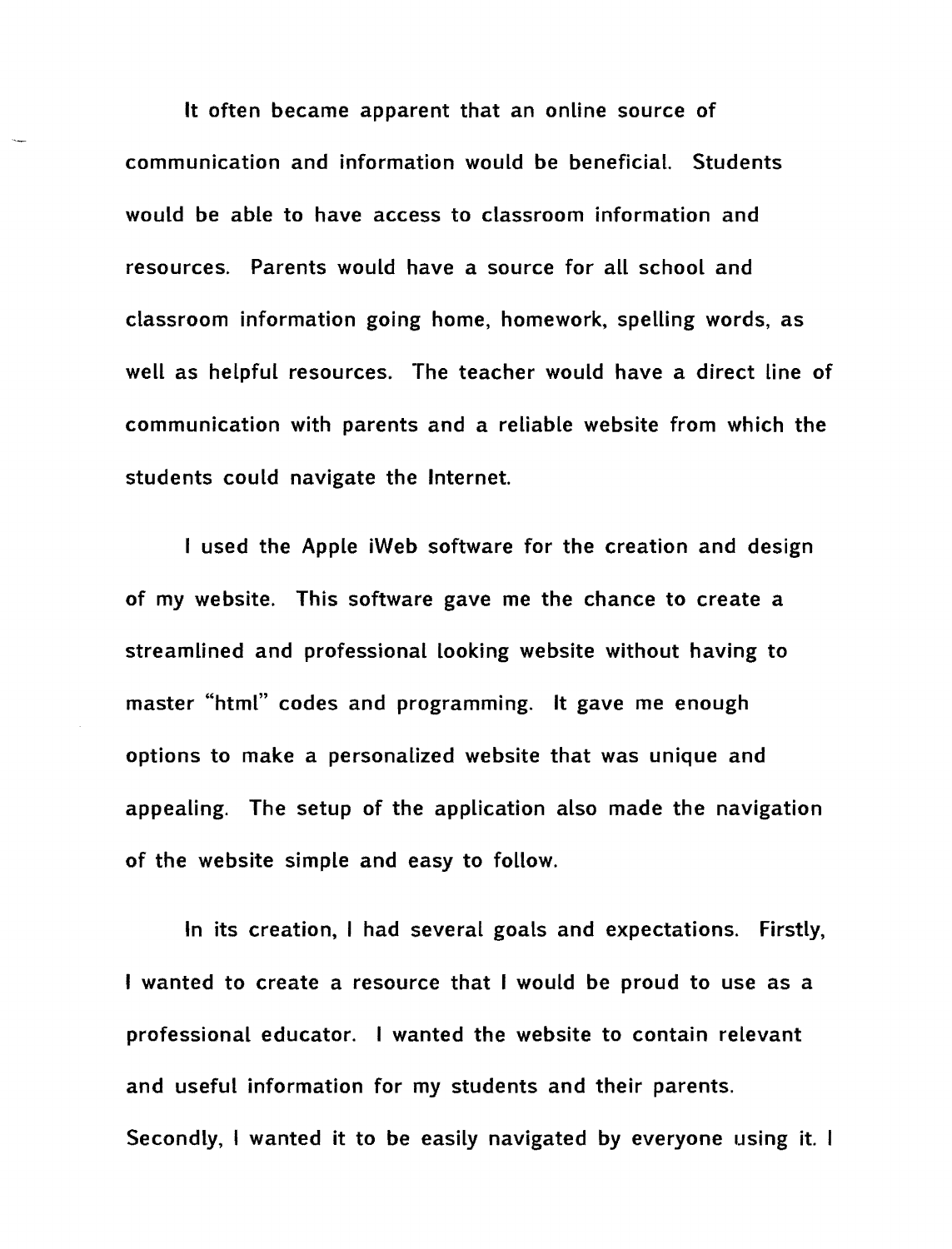It often became apparent that an online source of communication and information would be beneficial. Students would be able to have access to classroom information and resources. Parents would have a source for all school and classroom information going home, homework, spelling words, as well as helpful resources. The teacher would have a direct line of communication with parents and a reliable website from which the students could navigate the Internet.

I used the Apple iWeb software for the creation and design of my website. This software gave me the chance to create a streamlined and professional looking website without having to master "html" codes and programming. It gave me enough options to make a personalized website that was unique and appealing. The setup of the application also made the navigation of the website simple and easy to follow.

In its creation, I had several goals and expectations. Firstly, I wanted to create a resource that I would be proud to use as a professional educator. I wanted the website to contain relevant and useful information for my students and their parents. Secondly, I wanted it to be easily navigated by everyone using it. I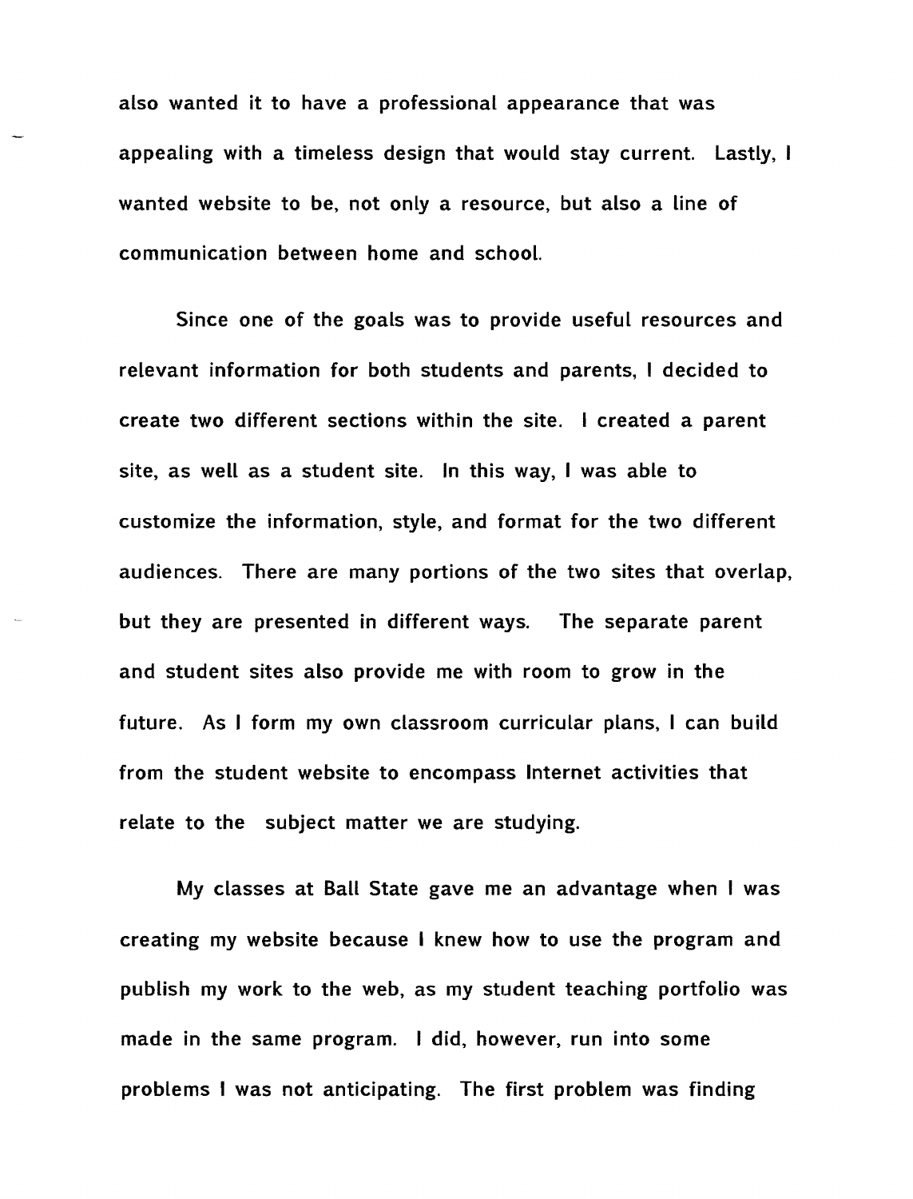also wanted it to have a professional appearance that was appealing with a timeless design that would stay current. Lastly, I wanted website to be, not only a resource, but also a line of communication between home and school.

Since one of the goals was to provide useful resources and relevant information for both students and parents, I decided to create two different sections within the site. I created a parent site, as well as a student site. In this way, I was able to customize the information, style, and format for the two different audiences. There are many portions of the two sites that overlap, but they are presented in different ways. The separate parent and student sites also provide me with room to grow in the future. As I form my own classroom curricular plans, I can build from the student website to encompass Internet activities that relate to the subject matter we are studying.

My classes at Ball State gave me an advantage when I was creating my website because I knew how to use the program and publish my work to the web, as my student teaching portfolio was made in the same program. I did, however, run into some problems I was not anticipating. The first problem was finding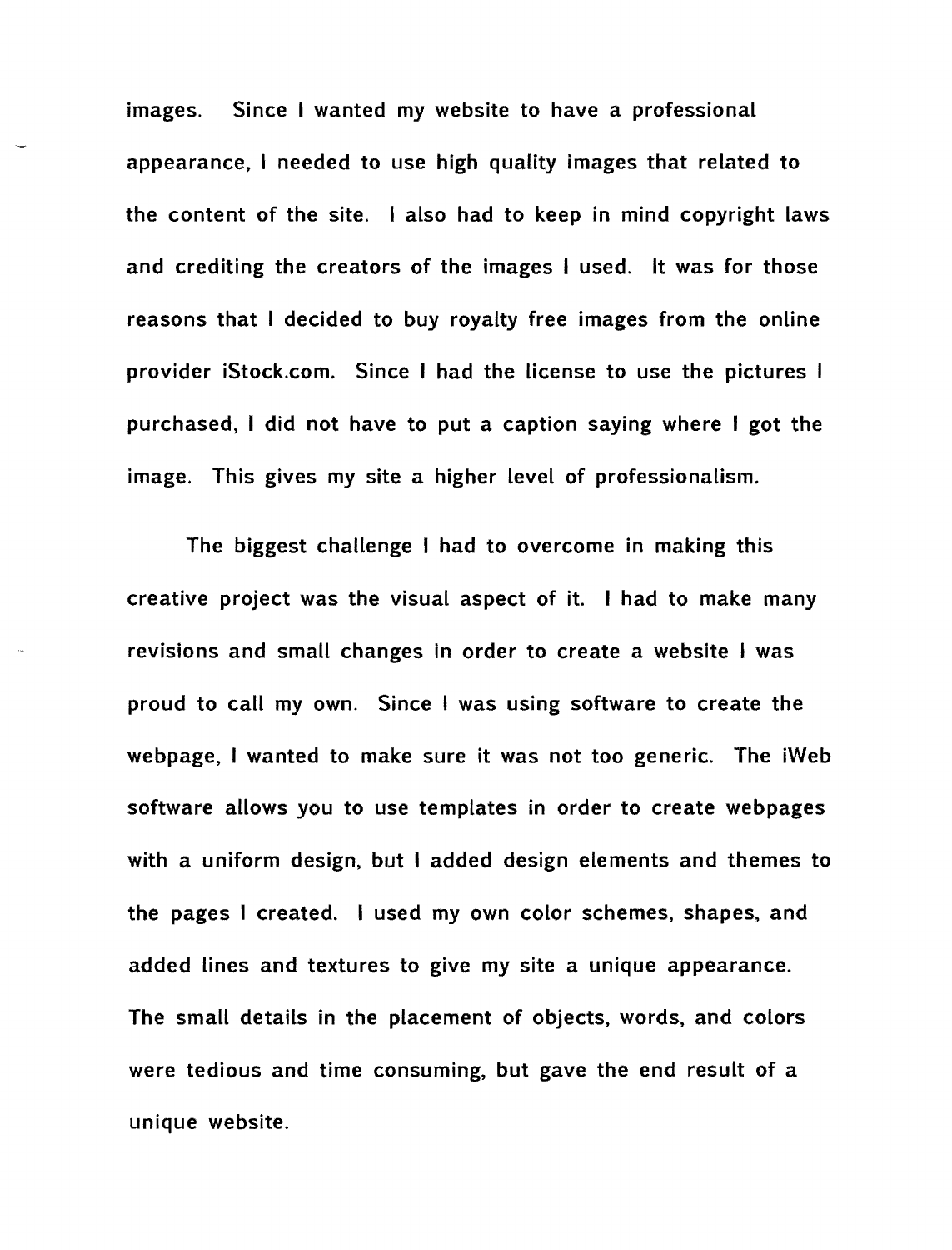images. Since I wanted my website to have a professional appearance, I needed to use high quality images that related to the content of the site. I also had to keep in mind copyright laws and crediting the creators of the images I used. It was for those reasons that I decided to buy royalty free images from the online provider iStock.com. Since I had the license to use the pictures I purchased, I did not have to put a caption saying where I got the image. This gives my site a higher level of professionalism.

The biggest challenge I had to overcome in making this creative project was the visual aspect of it. I had to make many revisions and small changes in order to create a website I was proud to call my own. Since I was using software to create the webpage, I wanted to make sure it was not too generic. The iWeb software allows you to use templates in order to create webpages with a uniform design, but I added design elements and themes to the pages I created. I used my own color schemes, shapes, and added lines and textures to give my site a unique appearance. The small details in the placement of objects, words, and colors were tedious and time consuming, but gave the end result of a unique website.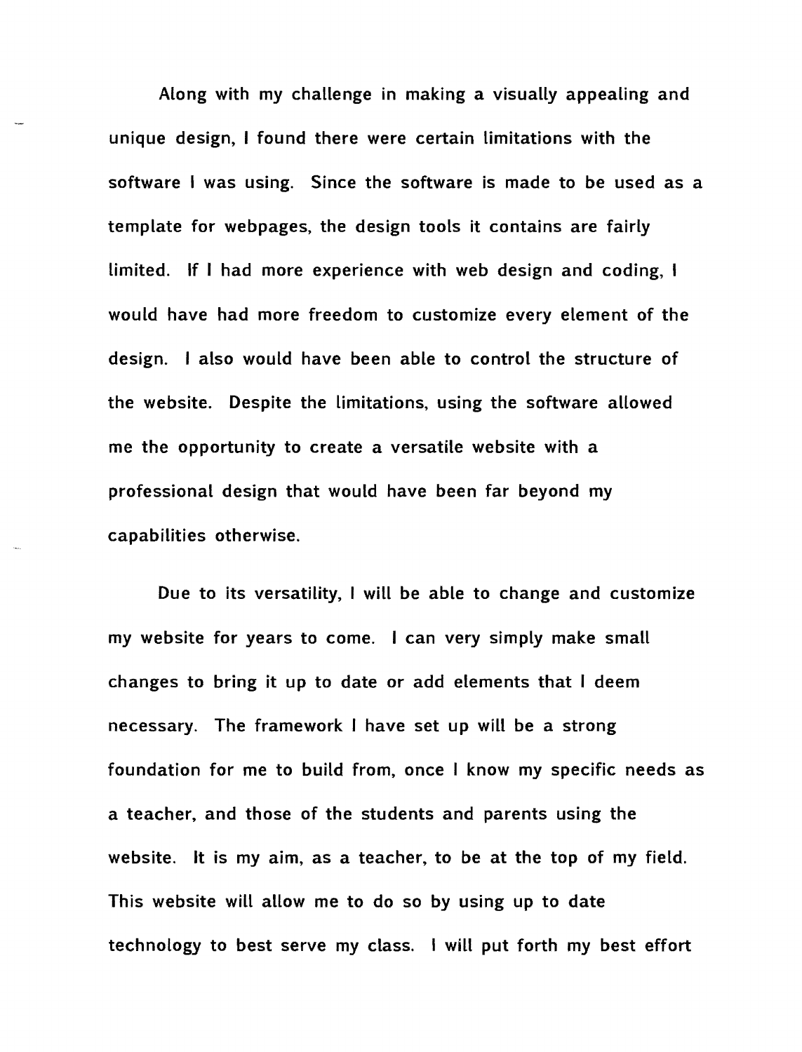Along with my challenge in making a visually appealing and unique design, I found there were certain limitations with the software I was using. Since the software is made to be used as a template for webpages, the design tools it contains are fairly limited. If I had more experience with web design and coding, I would have had more freedom to customize every element of the design. I also would have been able to control the structure of the website. Despite the limitations, using the software allowed me the opportunity to create a versatile website with a professional design that would have been far beyond my capabilities otherwise.

Due to its versatility, I will be able to change and customize my website for years to come. I can very simply make small changes to bring it up to date or add elements that I deem necessary. The framework I have set up will be a strong foundation for me to build from, once I know my specific needs as a teacher, and those of the students and parents using the website. It is my aim, as a teacher, to be at the top of my field. This website will allow me to do so by using up to date technology to best serve my class. I will put forth my best effort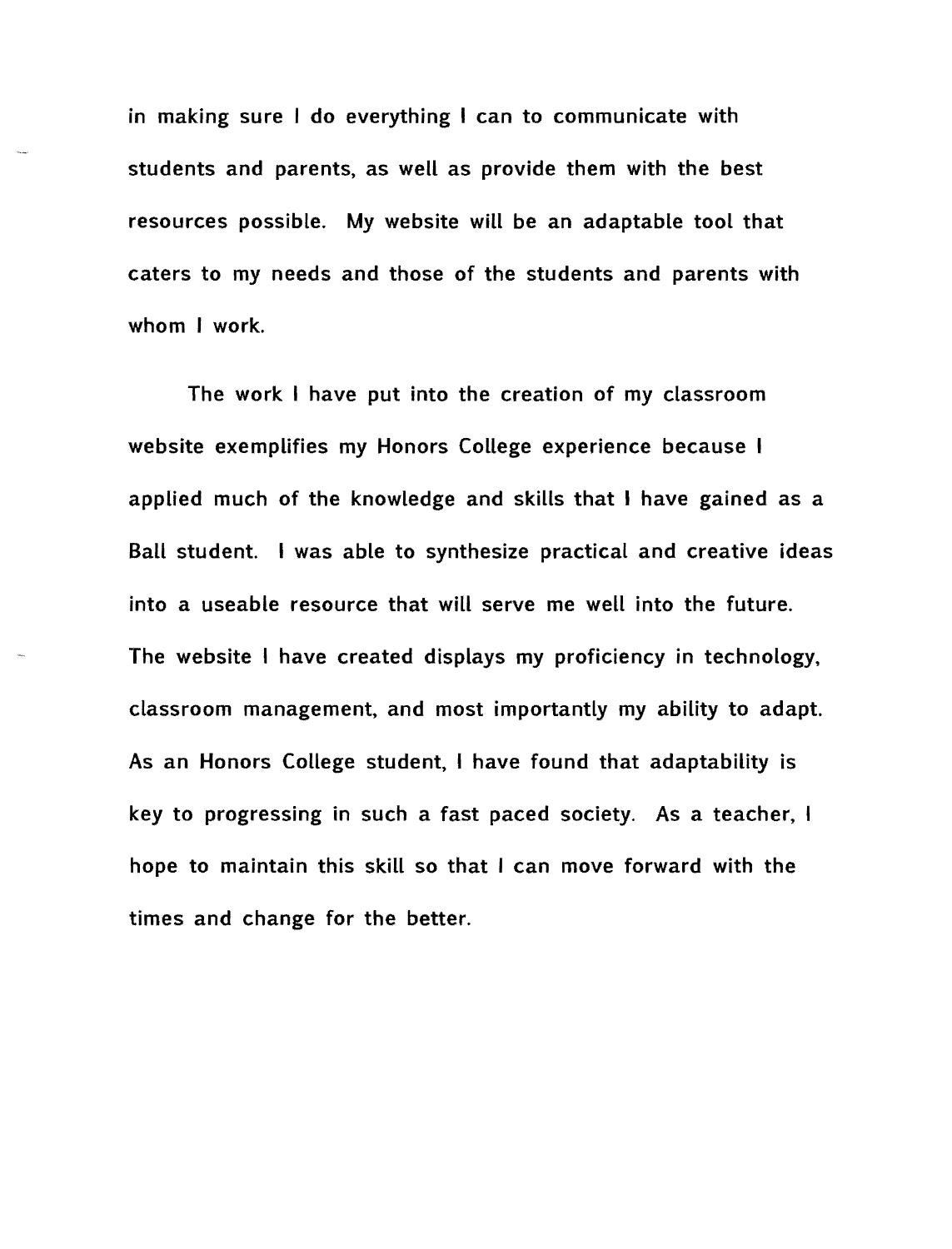in making sure I do everything I can to communicate with students and parents, as well as provide them with the best resources possible. My website will be an adaptable tool that caters to my needs and those of the students and parents with whom I work.

The work I have put into the creation of my classroom website exemplifies my Honors College experience because I applied much of the knowledge and skills that I have gained as a Ball student. I was able to synthesize practical and creative ideas into a useable resource that will serve me well into the future. The website I have created displays my proficiency in technology, classroom management, and most importantly my ability to adapt. As an Honors College student, I have found that adaptability is key to progressing in such a fast paced society. As a teacher, I hope to maintain this skill so that I can move forward with the times and change for the better.